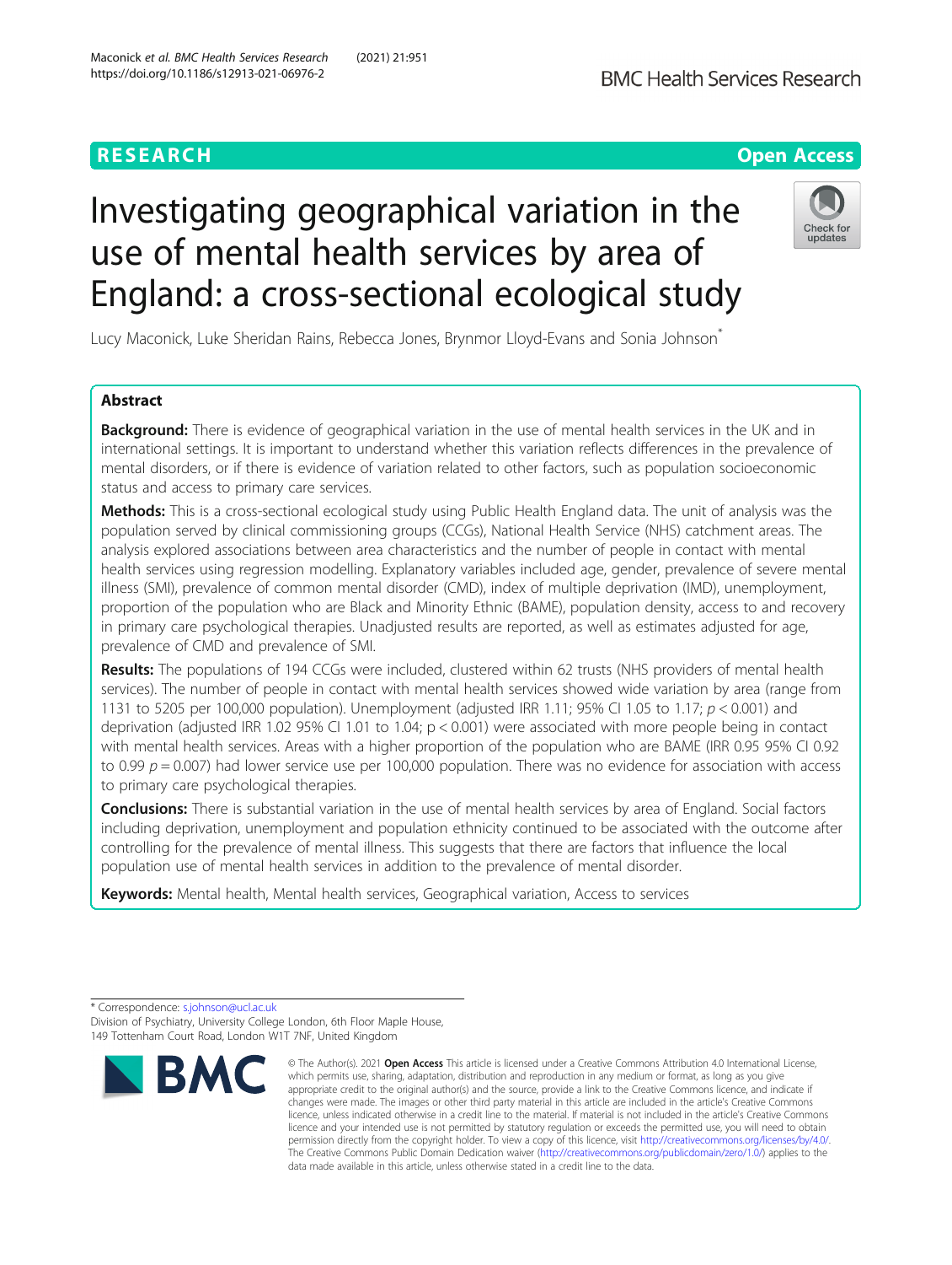RESEARCH

Open Access

# Investigating geographical variation in the use of mental health services by area of England: a cross-sectional ecological study

Lucy Maconick, Luke Sheridan Rains, Rebecca Jones, Brynmor Lloyd-Evans and Sonia Johnson*

## Abstract

**Background:** There is evidence of geographical variation in the use of mental health services in the UK and in international settings. It is important to understand whether this variation reflects differences in the prevalence of mental disorders, or if there is evidence of variation related to other factors, such as population socioeconomic status and access to primary care services.

**Methods:** This is a cross-sectional ecological study using Public Health England data. The unit of analysis was the population served by clinical commissioning groups (CCGs), National Health Service (NHS) catchment areas. The analysis explored associations between area characteristics and the number of people in contact with mental health services using regression modelling. Explanatory variables included age, gender, prevalence of severe mental illness (SMI), prevalence of common mental disorder (CMD), index of multiple deprivation (IMD), unemployment, proportion of the population who are Black and Minority Ethnic (BAME), population density, access to and recovery in primary care psychological therapies. Unadjusted results are reported, as well as estimates adjusted for age, prevalence of CMD and prevalence of SMI.

**Results:** The populations of 194 CCGs were included, clustered within 62 trusts (NHS providers of mental health services). The number of people in contact with mental health services showed wide variation by area (range from 1131 to 5205 per 100,000 population). Unemployment (adjusted IRR 1.11; 95% CI 1.05 to 1.17; $p < 0.001$) and deprivation (adjusted IRR 1.02 95% CI 1.01 to 1.04; $p < 0.001$) were associated with more people being in contact with mental health services. Areas with a higher proportion of the population who are BAME (IRR 0.95 95% CI 0.92 to 0.99 $p = 0.007$) had lower service use per 100,000 population. There was no evidence for association with access to primary care psychological therapies.

**Conclusions:** There is substantial variation in the use of mental health services by area of England. Social factors including deprivation, unemployment and population ethnicity continued to be associated with the outcome after controlling for the prevalence of mental illness. This suggests that there are factors that influence the local population use of mental health services in addition to the prevalence of mental disorder.

**Keywords:** Mental health, Mental health services, Geographical variation, Access to services

\* Correspondence: s.johnson@ucl.ac.uk
Division of Psychiatry, University College London, 6th Floor Maple House, 149 Tottenham Court Road, London W1T 7NF, United Kingdom

© The Author(s). 2021 **Open Access** This article is licensed under a Creative Commons Attribution 4.0 International License, which permits use, sharing, adaptation, distribution and reproduction in any medium or format, as long as you give appropriate credit to the original author(s) and the source, provide a link to the Creative Commons licence, and indicate if changes were made. The images or other third party material in this article are included in the article's Creative Commons licence, unless indicated otherwise in a credit line to the material. If material is not included in the article's Creative Commons licence and your intended use is not permitted by statutory regulation or exceeds the permitted use, you will need to obtain permission directly from the copyright holder. To view a copy of this licence, visit http://creativecommons.org/licenses/by/4.0/. The Creative Commons Public Domain Dedication waiver (http://creativecommons.org/publicdomain/zero/1.0/) applies to the data made available in this article, unless otherwise stated in a credit line to the data.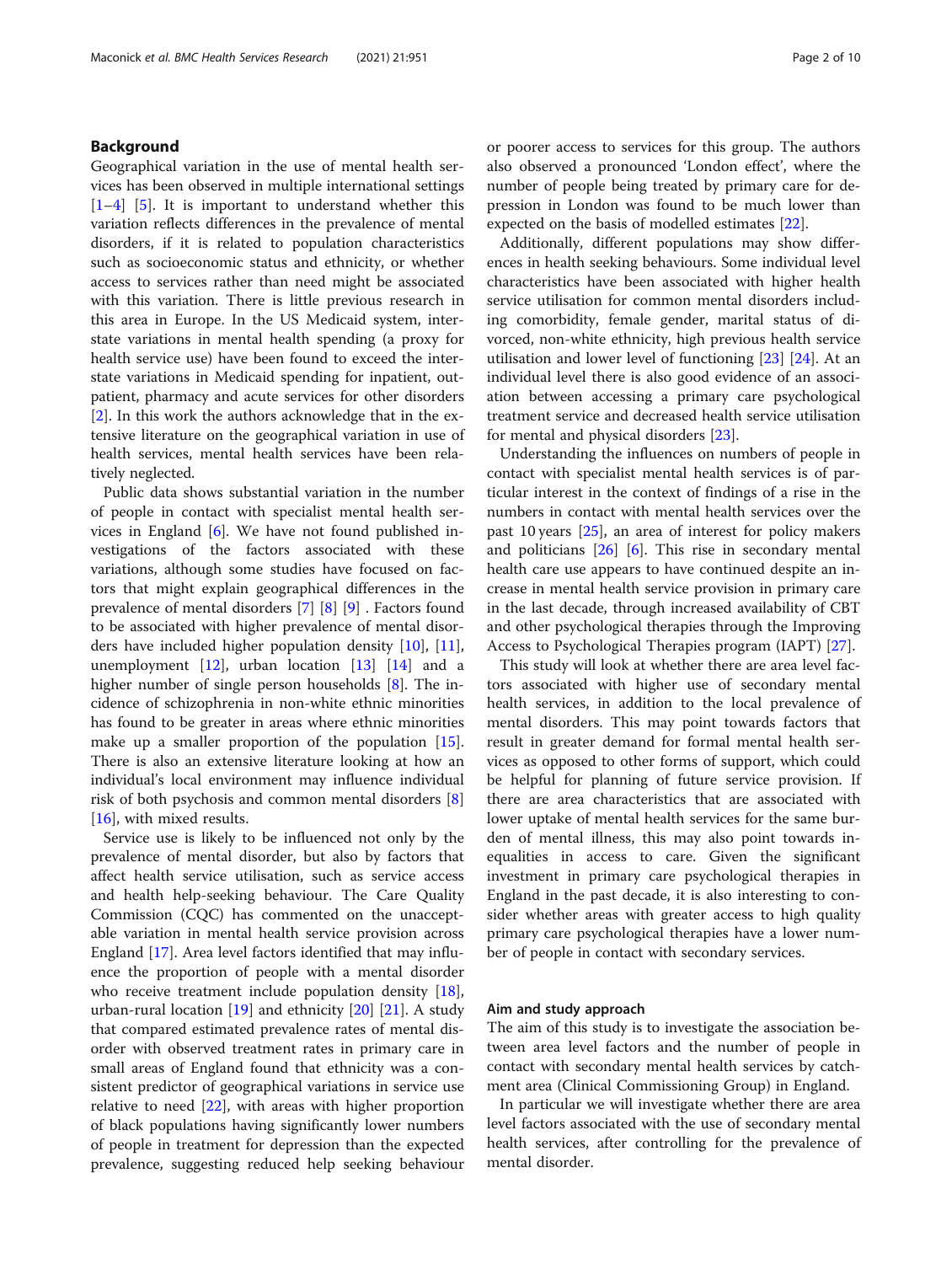## Background

Geographical variation in the use of mental health services has been observed in multiple international settings [1–4] [5]. It is important to understand whether this variation reflects differences in the prevalence of mental disorders, if it is related to population characteristics such as socioeconomic status and ethnicity, or whether access to services rather than need might be associated with this variation. There is little previous research in this area in Europe. In the US Medicaid system, interstate variations in mental health spending (a proxy for health service use) have been found to exceed the interstate variations in Medicaid spending for inpatient, outpatient, pharmacy and acute services for other disorders [2]. In this work the authors acknowledge that in the extensive literature on the geographical variation in use of health services, mental health services have been relatively neglected.

Public data shows substantial variation in the number of people in contact with specialist mental health services in England [6]. We have not found published investigations of the factors associated with these variations, although some studies have focused on factors that might explain geographical differences in the prevalence of mental disorders [7] [8] [9] . Factors found to be associated with higher prevalence of mental disorders have included higher population density [10], [11], unemployment [12], urban location [13] [14] and a higher number of single person households [8]. The incidence of schizophrenia in non-white ethnic minorities has found to be greater in areas where ethnic minorities make up a smaller proportion of the population [15]. There is also an extensive literature looking at how an individual's local environment may influence individual risk of both psychosis and common mental disorders [8] [16], with mixed results.

Service use is likely to be influenced not only by the prevalence of mental disorder, but also by factors that affect health service utilisation, such as service access and health help-seeking behaviour. The Care Quality Commission (CQC) has commented on the unacceptable variation in mental health service provision across England [17]. Area level factors identified that may influence the proportion of people with a mental disorder who receive treatment include population density [18], urban-rural location [19] and ethnicity [20] [21]. A study that compared estimated prevalence rates of mental disorder with observed treatment rates in primary care in small areas of England found that ethnicity was a consistent predictor of geographical variations in service use relative to need [22], with areas with higher proportion of black populations having significantly lower numbers of people in treatment for depression than the expected prevalence, suggesting reduced help seeking behaviour or poorer access to services for this group. The authors also observed a pronounced 'London effect', where the number of people being treated by primary care for depression in London was found to be much lower than expected on the basis of modelled estimates [22].

Additionally, different populations may show differences in health seeking behaviours. Some individual level characteristics have been associated with higher health service utilisation for common mental disorders including comorbidity, female gender, marital status of divorced, non-white ethnicity, high previous health service utilisation and lower level of functioning [23] [24]. At an individual level there is also good evidence of an association between accessing a primary care psychological treatment service and decreased health service utilisation for mental and physical disorders [23].

Understanding the influences on numbers of people in contact with specialist mental health services is of particular interest in the context of findings of a rise in the numbers in contact with mental health services over the past 10 years [25], an area of interest for policy makers and politicians [26] [6]. This rise in secondary mental health care use appears to have continued despite an increase in mental health service provision in primary care in the last decade, through increased availability of CBT and other psychological therapies through the Improving Access to Psychological Therapies program (IAPT) [27].

This study will look at whether there are area level factors associated with higher use of secondary mental health services, in addition to the local prevalence of mental disorders. This may point towards factors that result in greater demand for formal mental health services as opposed to other forms of support, which could be helpful for planning of future service provision. If there are area characteristics that are associated with lower uptake of mental health services for the same burden of mental illness, this may also point towards inequalities in access to care. Given the significant investment in primary care psychological therapies in England in the past decade, it is also interesting to consider whether areas with greater access to high quality primary care psychological therapies have a lower number of people in contact with secondary services.

### Aim and study approach

The aim of this study is to investigate the association between area level factors and the number of people in contact with secondary mental health services by catchment area (Clinical Commissioning Group) in England.

In particular we will investigate whether there are area level factors associated with the use of secondary mental health services, after controlling for the prevalence of mental disorder.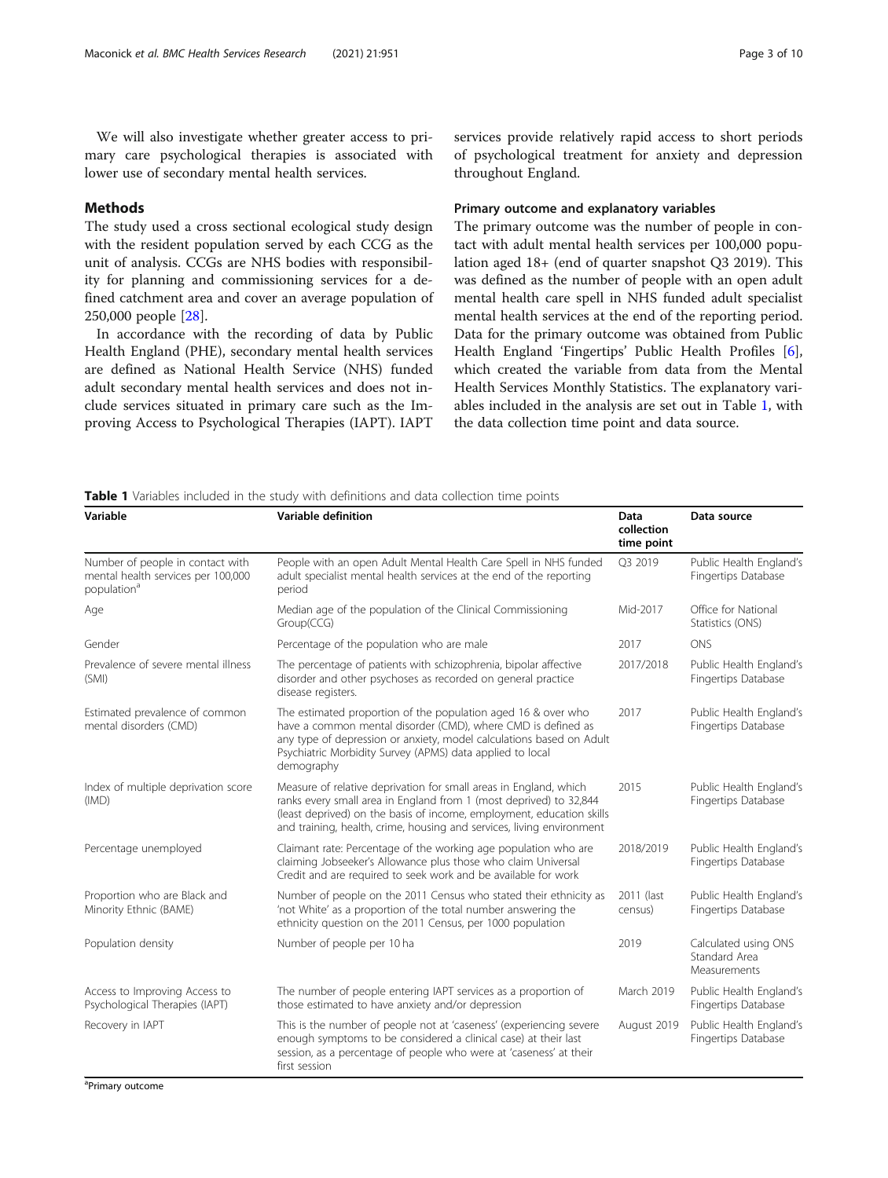We will also investigate whether greater access to primary care psychological therapies is associated with lower use of secondary mental health services.

## Methods

The study used a cross sectional ecological study design with the resident population served by each CCG as the unit of analysis. CCGs are NHS bodies with responsibility for planning and commissioning services for a defined catchment area and cover an average population of 250,000 people [28].

In accordance with the recording of data by Public Health England (PHE), secondary mental health services are defined as National Health Service (NHS) funded adult secondary mental health services and does not include services situated in primary care such as the Improving Access to Psychological Therapies (IAPT). IAPT services provide relatively rapid access to short periods of psychological treatment for anxiety and depression throughout England.

### Primary outcome and explanatory variables

The primary outcome was the number of people in contact with adult mental health services per 100,000 population aged 18+ (end of quarter snapshot Q3 2019). This was defined as the number of people with an open adult mental health care spell in NHS funded adult specialist mental health services at the end of the reporting period. Data for the primary outcome was obtained from Public Health England 'Fingertips' Public Health Profiles [6], which created the variable from data from the Mental Health Services Monthly Statistics. The explanatory variables included in the analysis are set out in Table 1, with the data collection time point and data source.

**Table 1** Variables included in the study with definitions and data collection time points

| Variable | Variable definition | Data collection time point | Data source |
|---|---|---|---|
| Number of people in contact with mental health services per 100,000 population[a] | People with an open Adult Mental Health Care Spell in NHS funded adult specialist mental health services at the end of the reporting period | Q3 2019 | Public Health England's Fingertips Database |
| Age | Median age of the population of the Clinical Commissioning Group(CCG) | Mid-2017 | Office for National Statistics (ONS) |
| Gender | Percentage of the population who are male | 2017 | ONS |
| Prevalence of severe mental illness (SMI) | The percentage of patients with schizophrenia, bipolar affective disorder and other psychoses as recorded on general practice disease registers. | 2017/2018 | Public Health England's Fingertips Database |
| Estimated prevalence of common mental disorders (CMD) | The estimated proportion of the population aged 16 & over who have a common mental disorder (CMD), where CMD is defined as any type of depression or anxiety, model calculations based on Adult Psychiatric Morbidity Survey (APMS) data applied to local demography | 2017 | Public Health England's Fingertips Database |
| Index of multiple deprivation score (IMD) | Measure of relative deprivation for small areas in England, which ranks every small area in England from 1 (most deprived) to 32,844 (least deprived) on the basis of income, employment, education skills and training, health, crime, housing and services, living environment | 2015 | Public Health England's Fingertips Database |
| Percentage unemployed | Claimant rate: Percentage of the working age population who are claiming Jobseeker's Allowance plus those who claim Universal Credit and are required to seek work and be available for work | 2018/2019 | Public Health England's Fingertips Database |
| Proportion who are Black and Minority Ethnic (BAME) | Number of people on the 2011 Census who stated their ethnicity as 'not White' as a proportion of the total number answering the ethnicity question on the 2011 Census, per 1000 population | 2011 (last census) | Public Health England's Fingertips Database |
| Population density | Number of people per 10 ha | 2019 | Calculated using ONS Standard Area Measurements |
| Access to Improving Access to Psychological Therapies (IAPT) | The number of people entering IAPT services as a proportion of those estimated to have anxiety and/or depression | March 2019 | Public Health England's Fingertips Database |
| Recovery in IAPT | This is the number of people not at 'caseness' (experiencing severe enough symptoms to be considered a clinical case) at their last session, as a percentage of people who were at 'caseness' at their first session | August 2019 | Public Health England's Fingertips Database |

[a]Primary outcome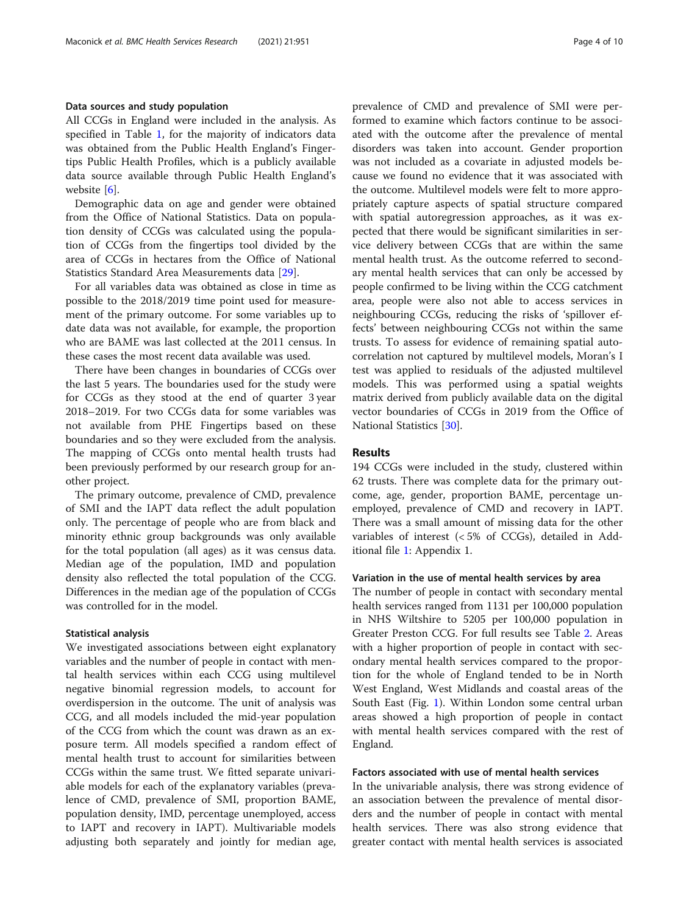### Data sources and study population

All CCGs in England were included in the analysis. As specified in Table 1, for the majority of indicators data was obtained from the Public Health England's Fingertips Public Health Profiles, which is a publicly available data source available through Public Health England's website [6].

Demographic data on age and gender were obtained from the Office of National Statistics. Data on population density of CCGs was calculated using the population of CCGs from the fingertips tool divided by the area of CCGs in hectares from the Office of National Statistics Standard Area Measurements data [29].

For all variables data was obtained as close in time as possible to the 2018/2019 time point used for measurement of the primary outcome. For some variables up to date data was not available, for example, the proportion who are BAME was last collected at the 2011 census. In these cases the most recent data available was used.

There have been changes in boundaries of CCGs over the last 5 years. The boundaries used for the study were for CCGs as they stood at the end of quarter 3 year 2018–2019. For two CCGs data for some variables was not available from PHE Fingertips based on these boundaries and so they were excluded from the analysis. The mapping of CCGs onto mental health trusts had been previously performed by our research group for another project.

The primary outcome, prevalence of CMD, prevalence of SMI and the IAPT data reflect the adult population only. The percentage of people who are from black and minority ethnic group backgrounds was only available for the total population (all ages) as it was census data. Median age of the population, IMD and population density also reflected the total population of the CCG. Differences in the median age of the population of CCGs was controlled for in the model.

### Statistical analysis

We investigated associations between eight explanatory variables and the number of people in contact with mental health services within each CCG using multilevel negative binomial regression models, to account for overdispersion in the outcome. The unit of analysis was CCG, and all models included the mid-year population of the CCG from which the count was drawn as an exposure term. All models specified a random effect of mental health trust to account for similarities between CCGs within the same trust. We fitted separate univariable models for each of the explanatory variables (prevalence of CMD, prevalence of SMI, proportion BAME, population density, IMD, percentage unemployed, access to IAPT and recovery in IAPT). Multivariable models adjusting both separately and jointly for median age, prevalence of CMD and prevalence of SMI were performed to examine which factors continue to be associated with the outcome after the prevalence of mental disorders was taken into account. Gender proportion was not included as a covariate in adjusted models because we found no evidence that it was associated with the outcome. Multilevel models were felt to more appropriately capture aspects of spatial structure compared with spatial autoregression approaches, as it was expected that there would be significant similarities in service delivery between CCGs that are within the same mental health trust. As the outcome referred to secondary mental health services that can only be accessed by people confirmed to be living within the CCG catchment area, people were also not able to access services in neighbouring CCGs, reducing the risks of 'spillover effects' between neighbouring CCGs not within the same trusts. To assess for evidence of remaining spatial autocorrelation not captured by multilevel models, Moran's I test was applied to residuals of the adjusted multilevel models. This was performed using a spatial weights matrix derived from publicly available data on the digital vector boundaries of CCGs in 2019 from the Office of National Statistics [30].

## Results

194 CCGs were included in the study, clustered within 62 trusts. There was complete data for the primary outcome, age, gender, proportion BAME, percentage unemployed, prevalence of CMD and recovery in IAPT. There was a small amount of missing data for the other variables of interest (< 5% of CCGs), detailed in Additional file 1: Appendix 1.

### Variation in the use of mental health services by area

The number of people in contact with secondary mental health services ranged from 1131 per 100,000 population in NHS Wiltshire to 5205 per 100,000 population in Greater Preston CCG. For full results see Table 2. Areas with a higher proportion of people in contact with secondary mental health services compared to the proportion for the whole of England tended to be in North West England, West Midlands and coastal areas of the South East (Fig. 1). Within London some central urban areas showed a high proportion of people in contact with mental health services compared with the rest of England.

### Factors associated with use of mental health services

In the univariable analysis, there was strong evidence of an association between the prevalence of mental disorders and the number of people in contact with mental health services. There was also strong evidence that greater contact with mental health services is associated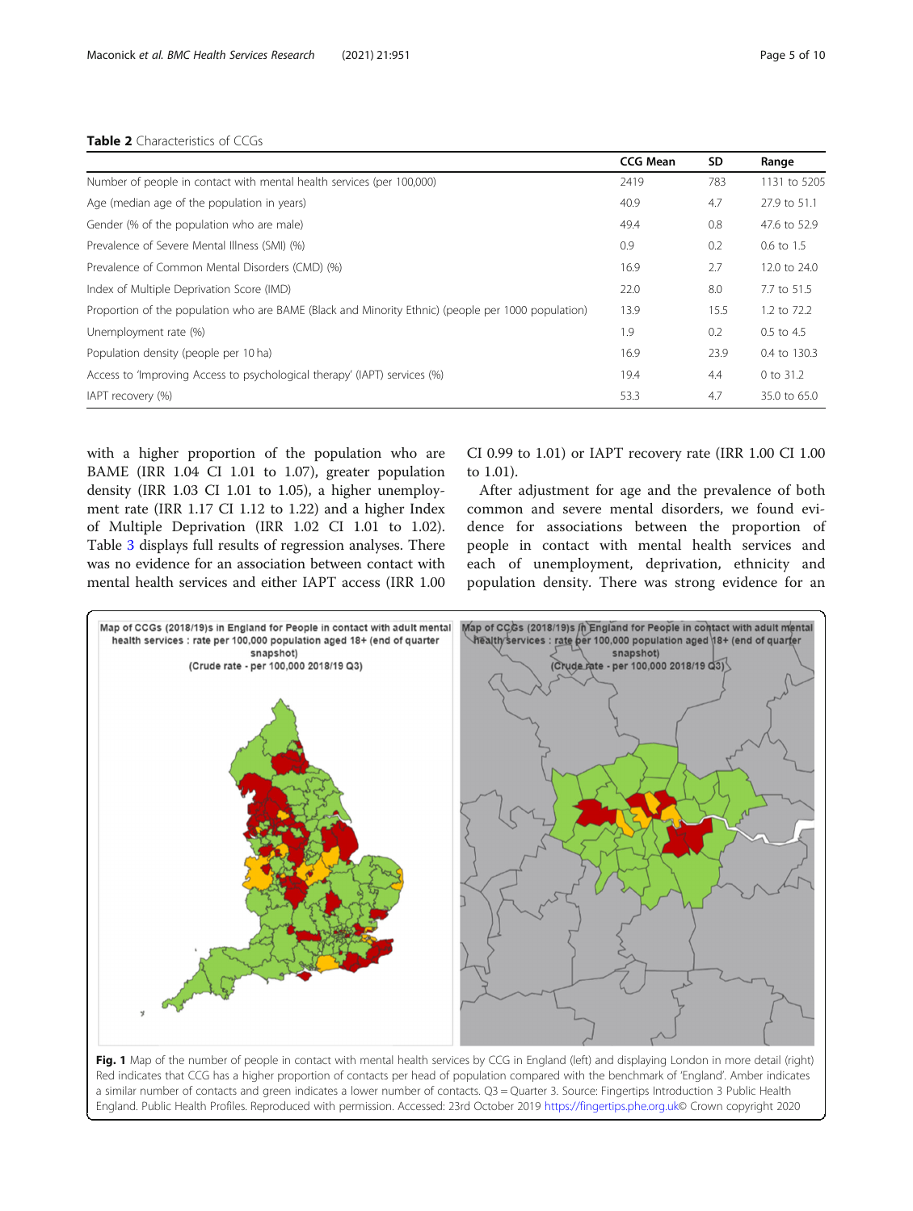**Table 2** Characteristics of CCGs

| | CCG Mean | SD | Range |
|---|---|---|---|
| Number of people in contact with mental health services (per 100,000) | 2419 | 783 | 1131 to 5205 |
| Age (median age of the population in years) | 40.9 | 4.7 | 27.9 to 51.1 |
| Gender (% of the population who are male) | 49.4 | 0.8 | 47.6 to 52.9 |
| Prevalence of Severe Mental Illness (SMI) (%) | 0.9 | 0.2 | 0.6 to 1.5 |
| Prevalence of Common Mental Disorders (CMD) (%) | 16.9 | 2.7 | 12.0 to 24.0 |
| Index of Multiple Deprivation Score (IMD) | 22.0 | 8.0 | 7.7 to 51.5 |
| Proportion of the population who are BAME (Black and Minority Ethnic) (people per 1000 population) | 13.9 | 15.5 | 1.2 to 72.2 |
| Unemployment rate (%) | 1.9 | 0.2 | 0.5 to 4.5 |
| Population density (people per 10 ha) | 16.9 | 23.9 | 0.4 to 130.3 |
| Access to 'Improving Access to psychological therapy' (IAPT) services (%) | 19.4 | 4.4 | 0 to 31.2 |
| IAPT recovery (%) | 53.3 | 4.7 | 35.0 to 65.0 |

with a higher proportion of the population who are BAME (IRR 1.04 CI 1.01 to 1.07), greater population density (IRR 1.03 CI 1.01 to 1.05), a higher unemployment rate (IRR 1.17 CI 1.12 to 1.22) and a higher Index of Multiple Deprivation (IRR 1.02 CI 1.01 to 1.02). Table 3 displays full results of regression analyses. There was no evidence for an association between contact with mental health services and either IAPT access (IRR 1.00 CI 0.99 to 1.01) or IAPT recovery rate (IRR 1.00 CI 1.00 to 1.01).

After adjustment for age and the prevalence of both common and severe mental disorders, we found evidence for associations between the proportion of people in contact with mental health services and each of unemployment, deprivation, ethnicity and population density. There was strong evidence for an

**Fig. 1** Map of the number of people in contact with mental health services by CCG in England (left) and displaying London in more detail (right) Red indicates that CCG has a higher proportion of contacts per head of population compared with the benchmark of 'England'. Amber indicates a similar number of contacts and green indicates a lower number of contacts. Q3 = Quarter 3. Source: Fingertips Introduction 3 Public Health England. Public Health Profiles. Reproduced with permission. Accessed: 23rd October 2019 https://fingertips.phe.org.uk© Crown copyright 2020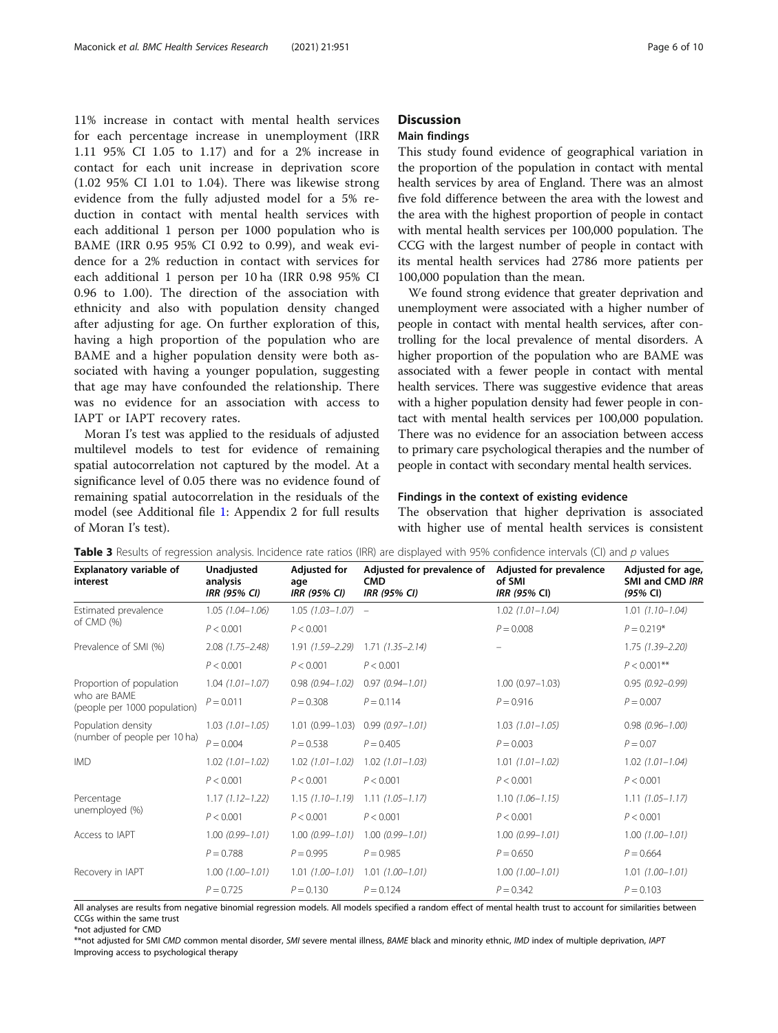11% increase in contact with mental health services for each percentage increase in unemployment (IRR 1.11 95% CI 1.05 to 1.17) and for a 2% increase in contact for each unit increase in deprivation score (1.02 95% CI 1.01 to 1.04). There was likewise strong evidence from the fully adjusted model for a 5% reduction in contact with mental health services with each additional 1 person per 1000 population who is BAME (IRR 0.95 95% CI 0.92 to 0.99), and weak evidence for a 2% reduction in contact with services for each additional 1 person per 10 ha (IRR 0.98 95% CI 0.96 to 1.00). The direction of the association with ethnicity and also with population density changed after adjusting for age. On further exploration of this, having a high proportion of the population who are BAME and a higher population density were both associated with having a younger population, suggesting that age may have confounded the relationship. There was no evidence for an association with access to IAPT or IAPT recovery rates.

Moran I's test was applied to the residuals of adjusted multilevel models to test for evidence of remaining spatial autocorrelation not captured by the model. At a significance level of 0.05 there was no evidence found of remaining spatial autocorrelation in the residuals of the model (see Additional file 1: Appendix 2 for full results of Moran I's test).

## Discussion

### Main findings

This study found evidence of geographical variation in the proportion of the population in contact with mental health services by area of England. There was an almost five fold difference between the area with the lowest and the area with the highest proportion of people in contact with mental health services per 100,000 population. The CCG with the largest number of people in contact with its mental health services had 2786 more patients per 100,000 population than the mean.

We found strong evidence that greater deprivation and unemployment were associated with a higher number of people in contact with mental health services, after controlling for the local prevalence of mental disorders. A higher proportion of the population who are BAME was associated with a fewer people in contact with mental health services. There was suggestive evidence that areas with a higher population density had fewer people in contact with mental health services per 100,000 population. There was no evidence for an association between access to primary care psychological therapies and the number of people in contact with secondary mental health services.

### Findings in the context of existing evidence

The observation that higher deprivation is associated with higher use of mental health services is consistent

**Table 3** Results of regression analysis. Incidence rate ratios (IRR) are displayed with 95% confidence intervals (CI) and *p* values

| Explanatory variable of interest | Unadjusted analysis *IRR (95% CI)* | Adjusted for age *IRR (95% CI)* | Adjusted for prevalence of CMD *IRR (95% CI)* | Adjusted for prevalence of SMI *IRR (95% CI)* | Adjusted for age, SMI and CMD *IRR (95% CI)* |
|---|---|---|---|---|---|
| Estimated prevalence of CMD (%) | 1.05 *(1.04–1.06)* | 1.05 *(1.03–1.07)* | – | 1.02 *(1.01–1.04)* | 1.01 *(1.10–1.04)* |
| | $P < 0.001$ | $P < 0.001$ | | $P = 0.008$ | $P = 0.219$* |
| Prevalence of SMI (%) | 2.08 *(1.75–2.48)* | 1.91 *(1.59–2.29)* | 1.71 *(1.35–2.14)* | – | 1.75 *(1.39–2.20)* |
| | $P < 0.001$ | $P < 0.001$ | $P < 0.001$ | | $P < 0.001$** |
| Proportion of population who are BAME (people per 1000 population) | 1.04 *(1.01–1.07)* | 0.98 *(0.94–1.02)* | 0.97 *(0.94–1.01)* | 1.00 (0.97–1.03) | 0.95 *(0.92–0.99)* |
| | $P = 0.011$ | $P = 0.308$ | $P = 0.114$ | $P = 0.916$ | $P = 0.007$ |
| Population density (number of people per 10 ha) | 1.03 *(1.01–1.05)* | 1.01 (0.99–1.03) | 0.99 *(0.97–1.01)* | 1.03 *(1.01–1.05)* | 0.98 *(0.96–1.00)* |
| | $P = 0.004$ | $P = 0.538$ | $P = 0.405$ | $P = 0.003$ | $P = 0.07$ |
| IMD | 1.02 *(1.01–1.02)* | 1.02 *(1.01–1.02)* | 1.02 *(1.01–1.03)* | 1.01 *(1.01–1.02)* | 1.02 *(1.01–1.04)* |
| | $P < 0.001$ | $P < 0.001$ | $P < 0.001$ | $P < 0.001$ | $P < 0.001$ |
| Percentage unemployed (%) | 1.17 *(1.12–1.22)* | 1.15 *(1.10–1.19)* | 1.11 *(1.05–1.17)* | 1.10 *(1.06–1.15)* | 1.11 *(1.05–1.17)* |
| | $P < 0.001$ | $P < 0.001$ | $P < 0.001$ | $P < 0.001$ | $P < 0.001$ |
| Access to IAPT | 1.00 *(0.99–1.01)* | 1.00 *(0.99–1.01)* | 1.00 *(0.99–1.01)* | 1.00 *(0.99–1.01)* | 1.00 *(1.00–1.01)* |
| | $P = 0.788$ | $P = 0.995$ | $P = 0.985$ | $P = 0.650$ | $P = 0.664$ |
| Recovery in IAPT | 1.00 *(1.00–1.01)* | 1.01 *(1.00–1.01)* | 1.01 *(1.00–1.01)* | 1.00 *(1.00–1.01)* | 1.01 *(1.00–1.01)* |
| | $P = 0.725$ | $P = 0.130$ | $P = 0.124$ | $P = 0.342$ | $P = 0.103$ |

All analyses are results from negative binomial regression models. All models specified a random effect of mental health trust to account for similarities between CCGs within the same trust

*not adjusted for CMD

**not adjusted for SMI *CMD* common mental disorder, *SMI* severe mental illness, *BAME* black and minority ethnic, *IMD* index of multiple deprivation, *IAPT* Improving access to psychological therapy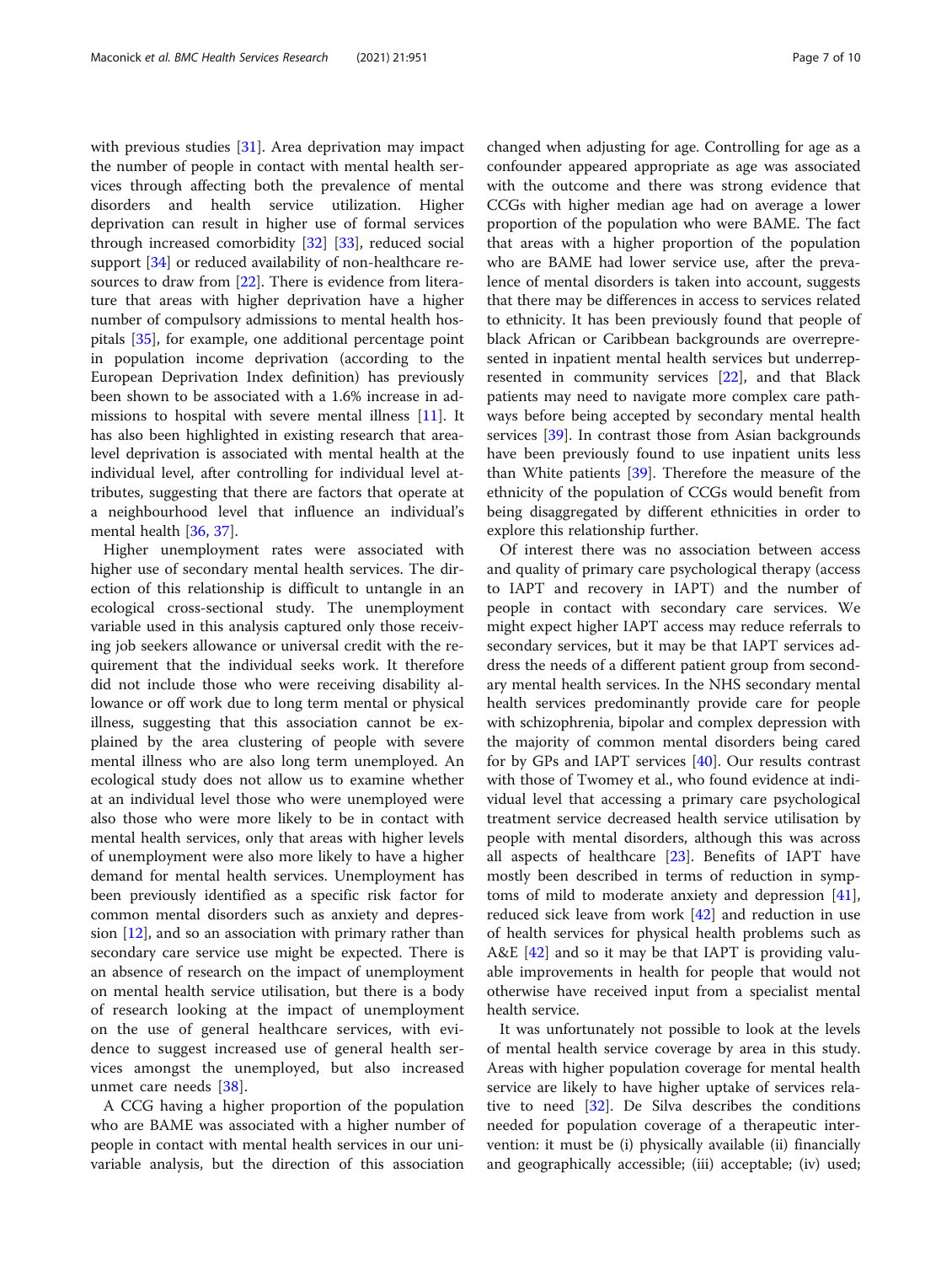with previous studies [31]. Area deprivation may impact the number of people in contact with mental health services through affecting both the prevalence of mental disorders and health service utilization. Higher deprivation can result in higher use of formal services through increased comorbidity [32] [33], reduced social support [34] or reduced availability of non-healthcare resources to draw from [22]. There is evidence from literature that areas with higher deprivation have a higher number of compulsory admissions to mental health hospitals [35], for example, one additional percentage point in population income deprivation (according to the European Deprivation Index definition) has previously been shown to be associated with a 1.6% increase in admissions to hospital with severe mental illness [11]. It has also been highlighted in existing research that area-level deprivation is associated with mental health at the individual level, after controlling for individual level attributes, suggesting that there are factors that operate at a neighbourhood level that influence an individual's mental health [36, 37].

Higher unemployment rates were associated with higher use of secondary mental health services. The direction of this relationship is difficult to untangle in an ecological cross-sectional study. The unemployment variable used in this analysis captured only those receiving job seekers allowance or universal credit with the requirement that the individual seeks work. It therefore did not include those who were receiving disability allowance or off work due to long term mental or physical illness, suggesting that this association cannot be explained by the area clustering of people with severe mental illness who are also long term unemployed. An ecological study does not allow us to examine whether at an individual level those who were unemployed were also those who were more likely to be in contact with mental health services, only that areas with higher levels of unemployment were also more likely to have a higher demand for mental health services. Unemployment has been previously identified as a specific risk factor for common mental disorders such as anxiety and depression [12], and so an association with primary rather than secondary care service use might be expected. There is an absence of research on the impact of unemployment on mental health service utilisation, but there is a body of research looking at the impact of unemployment on the use of general healthcare services, with evidence to suggest increased use of general health services amongst the unemployed, but also increased unmet care needs [38].

A CCG having a higher proportion of the population who are BAME was associated with a higher number of people in contact with mental health services in our univariable analysis, but the direction of this association changed when adjusting for age. Controlling for age as a confounder appeared appropriate as age was associated with the outcome and there was strong evidence that CCGs with higher median age had on average a lower proportion of the population who were BAME. The fact that areas with a higher proportion of the population who are BAME had lower service use, after the prevalence of mental disorders is taken into account, suggests that there may be differences in access to services related to ethnicity. It has been previously found that people of black African or Caribbean backgrounds are overrepresented in inpatient mental health services but underrepresented in community services [22], and that Black patients may need to navigate more complex care pathways before being accepted by secondary mental health services [39]. In contrast those from Asian backgrounds have been previously found to use inpatient units less than White patients [39]. Therefore the measure of the ethnicity of the population of CCGs would benefit from being disaggregated by different ethnicities in order to explore this relationship further.

Of interest there was no association between access and quality of primary care psychological therapy (access to IAPT and recovery in IAPT) and the number of people in contact with secondary care services. We might expect higher IAPT access may reduce referrals to secondary services, but it may be that IAPT services address the needs of a different patient group from secondary mental health services. In the NHS secondary mental health services predominantly provide care for people with schizophrenia, bipolar and complex depression with the majority of common mental disorders being cared for by GPs and IAPT services [40]. Our results contrast with those of Twomey et al., who found evidence at individual level that accessing a primary care psychological treatment service decreased health service utilisation by people with mental disorders, although this was across all aspects of healthcare [23]. Benefits of IAPT have mostly been described in terms of reduction in symptoms of mild to moderate anxiety and depression [41], reduced sick leave from work [42] and reduction in use of health services for physical health problems such as A&E [42] and so it may be that IAPT is providing valuable improvements in health for people that would not otherwise have received input from a specialist mental health service.

It was unfortunately not possible to look at the levels of mental health service coverage by area in this study. Areas with higher population coverage for mental health service are likely to have higher uptake of services relative to need [32]. De Silva describes the conditions needed for population coverage of a therapeutic intervention: it must be (i) physically available (ii) financially and geographically accessible; (iii) acceptable; (iv) used;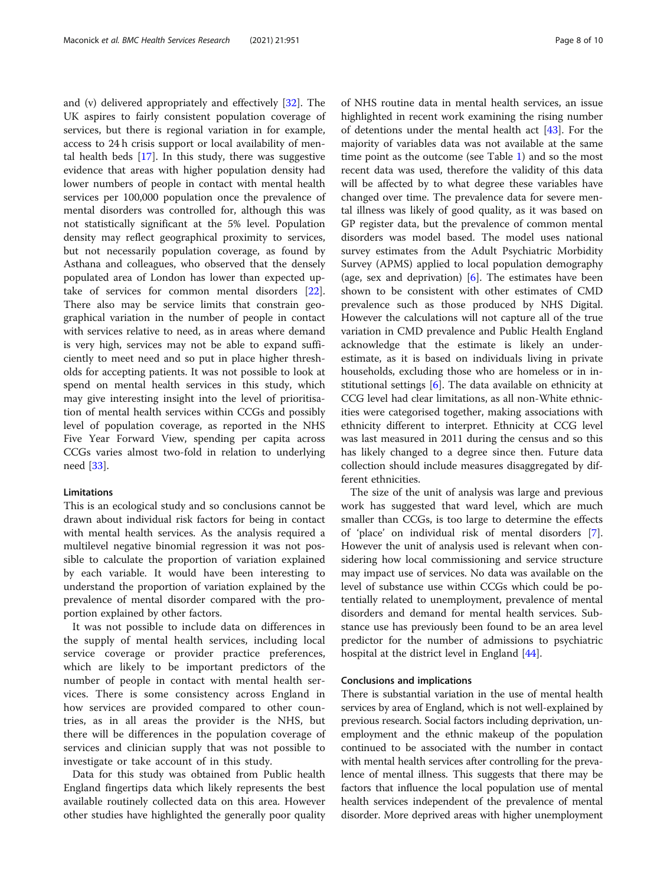and (v) delivered appropriately and effectively [32]. The UK aspires to fairly consistent population coverage of services, but there is regional variation in for example, access to 24 h crisis support or local availability of mental health beds [17]. In this study, there was suggestive evidence that areas with higher population density had lower numbers of people in contact with mental health services per 100,000 population once the prevalence of mental disorders was controlled for, although this was not statistically significant at the 5% level. Population density may reflect geographical proximity to services, but not necessarily population coverage, as found by Asthana and colleagues, who observed that the densely populated area of London has lower than expected uptake of services for common mental disorders [22]. There also may be service limits that constrain geographical variation in the number of people in contact with services relative to need, as in areas where demand is very high, services may not be able to expand sufficiently to meet need and so put in place higher thresholds for accepting patients. It was not possible to look at spend on mental health services in this study, which may give interesting insight into the level of prioritisation of mental health services within CCGs and possibly level of population coverage, as reported in the NHS Five Year Forward View, spending per capita across CCGs varies almost two-fold in relation to underlying need [33].

### Limitations

This is an ecological study and so conclusions cannot be drawn about individual risk factors for being in contact with mental health services. As the analysis required a multilevel negative binomial regression it was not possible to calculate the proportion of variation explained by each variable. It would have been interesting to understand the proportion of variation explained by the prevalence of mental disorder compared with the proportion explained by other factors.

It was not possible to include data on differences in the supply of mental health services, including local service coverage or provider practice preferences, which are likely to be important predictors of the number of people in contact with mental health services. There is some consistency across England in how services are provided compared to other countries, as in all areas the provider is the NHS, but there will be differences in the population coverage of services and clinician supply that was not possible to investigate or take account of in this study.

Data for this study was obtained from Public health England fingertips data which likely represents the best available routinely collected data on this area. However other studies have highlighted the generally poor quality of NHS routine data in mental health services, an issue highlighted in recent work examining the rising number of detentions under the mental health act [43]. For the majority of variables data was not available at the same time point as the outcome (see Table 1) and so the most recent data was used, therefore the validity of this data will be affected by to what degree these variables have changed over time. The prevalence data for severe mental illness was likely of good quality, as it was based on GP register data, but the prevalence of common mental disorders was model based. The model uses national survey estimates from the Adult Psychiatric Morbidity Survey (APMS) applied to local population demography (age, sex and deprivation) [6]. The estimates have been shown to be consistent with other estimates of CMD prevalence such as those produced by NHS Digital. However the calculations will not capture all of the true variation in CMD prevalence and Public Health England acknowledge that the estimate is likely an underestimate, as it is based on individuals living in private households, excluding those who are homeless or in institutional settings [6]. The data available on ethnicity at CCG level had clear limitations, as all non-White ethnicities were categorised together, making associations with ethnicity different to interpret. Ethnicity at CCG level was last measured in 2011 during the census and so this has likely changed to a degree since then. Future data collection should include measures disaggregated by different ethnicities.

The size of the unit of analysis was large and previous work has suggested that ward level, which are much smaller than CCGs, is too large to determine the effects of 'place' on individual risk of mental disorders [7]. However the unit of analysis used is relevant when considering how local commissioning and service structure may impact use of services. No data was available on the level of substance use within CCGs which could be potentially related to unemployment, prevalence of mental disorders and demand for mental health services. Substance use has previously been found to be an area level predictor for the number of admissions to psychiatric hospital at the district level in England [44].

### Conclusions and implications

There is substantial variation in the use of mental health services by area of England, which is not well-explained by previous research. Social factors including deprivation, unemployment and the ethnic makeup of the population continued to be associated with the number in contact with mental health services after controlling for the prevalence of mental illness. This suggests that there may be factors that influence the local population use of mental health services independent of the prevalence of mental disorder. More deprived areas with higher unemployment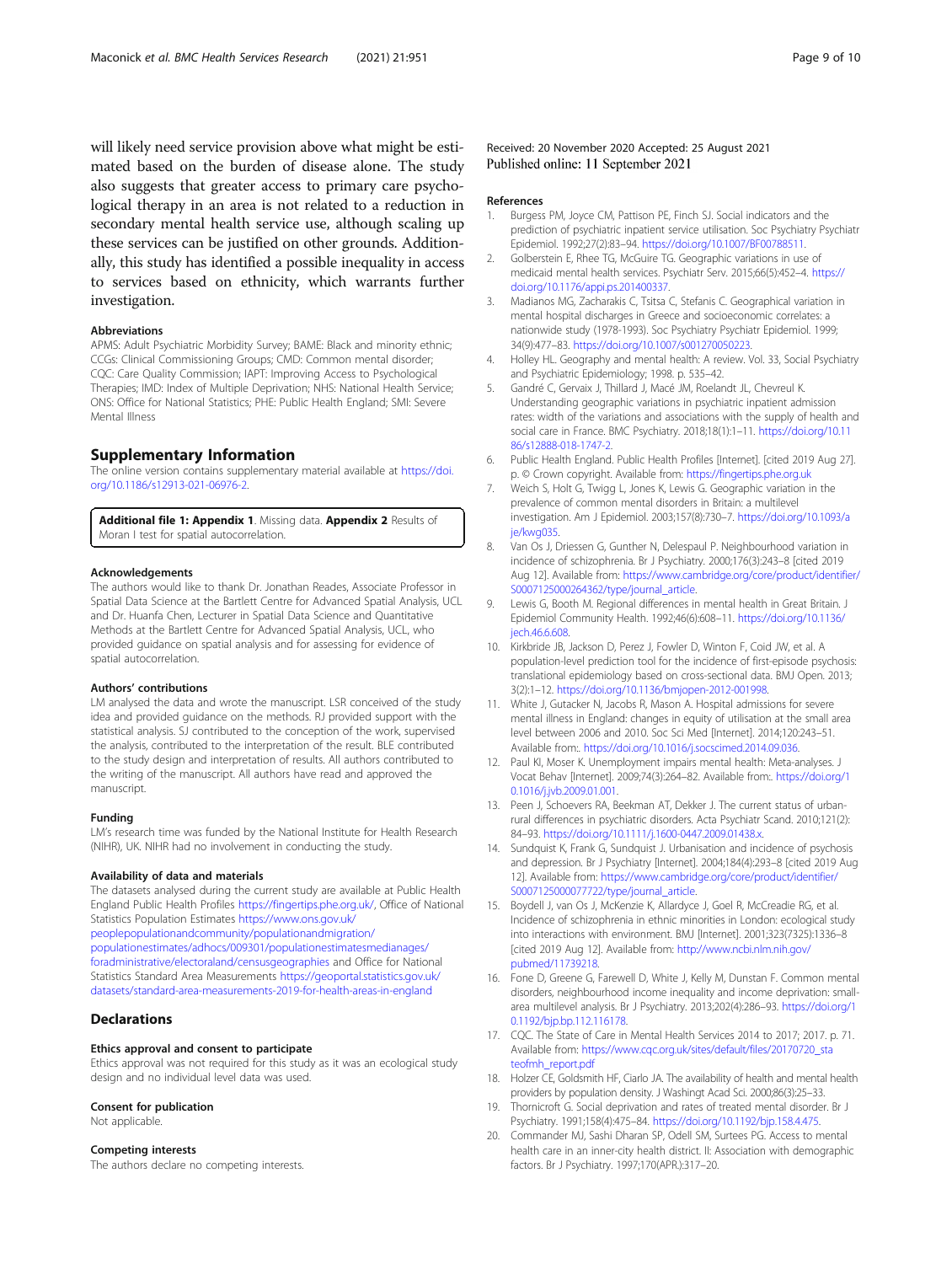will likely need service provision above what might be estimated based on the burden of disease alone. The study also suggests that greater access to primary care psychological therapy in an area is not related to a reduction in secondary mental health service use, although scaling up these services can be justified on other grounds. Additionally, this study has identified a possible inequality in access to services based on ethnicity, which warrants further investigation.

#### Abbreviations

APMS: Adult Psychiatric Morbidity Survey; BAME: Black and minority ethnic; CCGs: Clinical Commissioning Groups; CMD: Common mental disorder; CQC: Care Quality Commission; IAPT: Improving Access to Psychological Therapies; IMD: Index of Multiple Deprivation; NHS: National Health Service; ONS: Office for National Statistics; PHE: Public Health England; SMI: Severe Mental Illness

## Supplementary Information

The online version contains supplementary material available at https://doi.org/10.1186/s12913-021-06976-2.

**Additional file 1: Appendix 1**. Missing data. **Appendix 2** Results of Moran I test for spatial autocorrelation.

#### Acknowledgements

The authors would like to thank Dr. Jonathan Reades, Associate Professor in Spatial Data Science at the Bartlett Centre for Advanced Spatial Analysis, UCL and Dr. Huanfa Chen, Lecturer in Spatial Data Science and Quantitative Methods at the Bartlett Centre for Advanced Spatial Analysis, UCL, who provided guidance on spatial analysis and for assessing for evidence of spatial autocorrelation.

#### Authors' contributions

LM analysed the data and wrote the manuscript. LSR conceived of the study idea and provided guidance on the methods. RJ provided support with the statistical analysis. SJ contributed to the conception of the work, supervised the analysis, contributed to the interpretation of the result. BLE contributed to the study design and interpretation of results. All authors contributed to the writing of the manuscript. All authors have read and approved the manuscript.

#### Funding

LM's research time was funded by the National Institute for Health Research (NIHR), UK. NIHR had no involvement in conducting the study.

#### Availability of data and materials

The datasets analysed during the current study are available at Public Health England Public Health Profiles https://fingertips.phe.org.uk/, Office of National Statistics Population Estimates https://www.ons.gov.uk/peoplepopulationandcommunity/populationandmigration/populationestimates/adhocs/009301/populationestimatesmedianages/foradministrative/electoraland/censusgeographies and Office for National Statistics Standard Area Measurements https://geoportal.statistics.gov.uk/datasets/standard-area-measurements-2019-for-health-areas-in-england

## Declarations

#### Ethics approval and consent to participate

Ethics approval was not required for this study as it was an ecological study design and no individual level data was used.

#### Consent for publication

Not applicable.

#### Competing interests

The authors declare no competing interests.

Received: 20 November 2020 Accepted: 25 August 2021
Published online: 11 September 2021

#### References

1. Burgess PM, Joyce CM, Pattison PE, Finch SJ. Social indicators and the prediction of psychiatric inpatient service utilisation. Soc Psychiatry Psychiatr Epidemiol. 1992;27(2):83–94. https://doi.org/10.1007/BF00788511.
2. Golberstein E, Rhee TG, McGuire TG. Geographic variations in use of medicaid mental health services. Psychiatr Serv. 2015;66(5):452–4. https://doi.org/10.1176/appi.ps.201400337.
3. Madianos MG, Zacharakis C, Tsitsa C, Stefanis C. Geographical variation in mental hospital discharges in Greece and socioeconomic correlates: a nationwide study (1978-1993). Soc Psychiatry Psychiatr Epidemiol. 1999;34(9):477–83. https://doi.org/10.1007/s001270050223.
4. Holley HL. Geography and mental health: A review. Vol. 33, Social Psychiatry and Psychiatric Epidemiology; 1998. p. 535–42.
5. Gandré C, Gervaix J, Thillard J, Macé JM, Roelandt JL, Chevreul K. Understanding geographic variations in psychiatric inpatient admission rates: width of the variations and associations with the supply of health and social care in France. BMC Psychiatry. 2018;18(1):1–11. https://doi.org/10.1186/s12888-018-1747-2.
6. Public Health England. Public Health Profiles [Internet]. [cited 2019 Aug 27]. p. © Crown copyright. Available from: https://fingertips.phe.org.uk
7. Weich S, Holt G, Twigg L, Jones K, Lewis G. Geographic variation in the prevalence of common mental disorders in Britain: a multilevel investigation. Am J Epidemiol. 2003;157(8):730–7. https://doi.org/10.1093/aje/kwg035.
8. Van Os J, Driessen G, Gunther N, Delespaul P. Neighbourhood variation in incidence of schizophrenia. Br J Psychiatry. 2000;176(3):243–8 [cited 2019 Aug 12]. Available from: https://www.cambridge.org/core/product/identifier/S0007125000264362/type/journal_article.
9. Lewis G, Booth M. Regional differences in mental health in Great Britain. J Epidemiol Community Health. 1992;46(6):608–11. https://doi.org/10.1136/jech.46.6.608.
10. Kirkbride JB, Jackson D, Perez J, Fowler D, Winton F, Coid JW, et al. A population-level prediction tool for the incidence of first-episode psychosis: translational epidemiology based on cross-sectional data. BMJ Open. 2013;3(2):1–12. https://doi.org/10.1136/bmjopen-2012-001998.
11. White J, Gutacker N, Jacobs R, Mason A. Hospital admissions for severe mental illness in England: changes in equity of utilisation at the small area level between 2006 and 2010. Soc Sci Med [Internet]. 2014;120:243–51. Available from:. https://doi.org/10.1016/j.socscimed.2014.09.036.
12. Paul KI, Moser K. Unemployment impairs mental health: Meta-analyses. J Vocat Behav [Internet]. 2009;74(3):264–82. Available from:. https://doi.org/10.1016/j.jvb.2009.01.001.
13. Peen J, Schoevers RA, Beekman AT, Dekker J. The current status of urban-rural differences in psychiatric disorders. Acta Psychiatr Scand. 2010;121(2):84–93. https://doi.org/10.1111/j.1600-0447.2009.01438.x.
14. Sundquist K, Frank G, Sundquist J. Urbanisation and incidence of psychosis and depression. Br J Psychiatry [Internet]. 2004;184(4):293–8 [cited 2019 Aug 12]. Available from: https://www.cambridge.org/core/product/identifier/S0007125000077722/type/journal_article.
15. Boydell J, van Os J, McKenzie K, Allardyce J, Goel R, McCreadie RG, et al. Incidence of schizophrenia in ethnic minorities in London: ecological study into interactions with environment. BMJ [Internet]. 2001;323(7325):1336–8 [cited 2019 Aug 12]. Available from: http://www.ncbi.nlm.nih.gov/pubmed/11739218.
16. Fone D, Greene G, Farewell D, White J, Kelly M, Dunstan F. Common mental disorders, neighbourhood income inequality and income deprivation: small-area multilevel analysis. Br J Psychiatry. 2013;202(4):286–93. https://doi.org/10.1192/bjp.bp.112.116178.
17. CQC. The State of Care in Mental Health Services 2014 to 2017; 2017. p. 71. Available from: https://www.cqc.org.uk/sites/default/files/20170720_stateofmh_report.pdf
18. Holzer CE, Goldsmith HF, Ciarlo JA. The availability of health and mental health providers by population density. J Washingt Acad Sci. 2000;86(3):25–33.
19. Thornicroft G. Social deprivation and rates of treated mental disorder. Br J Psychiatry. 1991;158(4):475–84. https://doi.org/10.1192/bjp.158.4.475.
20. Commander MJ, Sashi Dharan SP, Odell SM, Surtees PG. Access to mental health care in an inner-city health district. II: Association with demographic factors. Br J Psychiatry. 1997;170(APR.):317–20.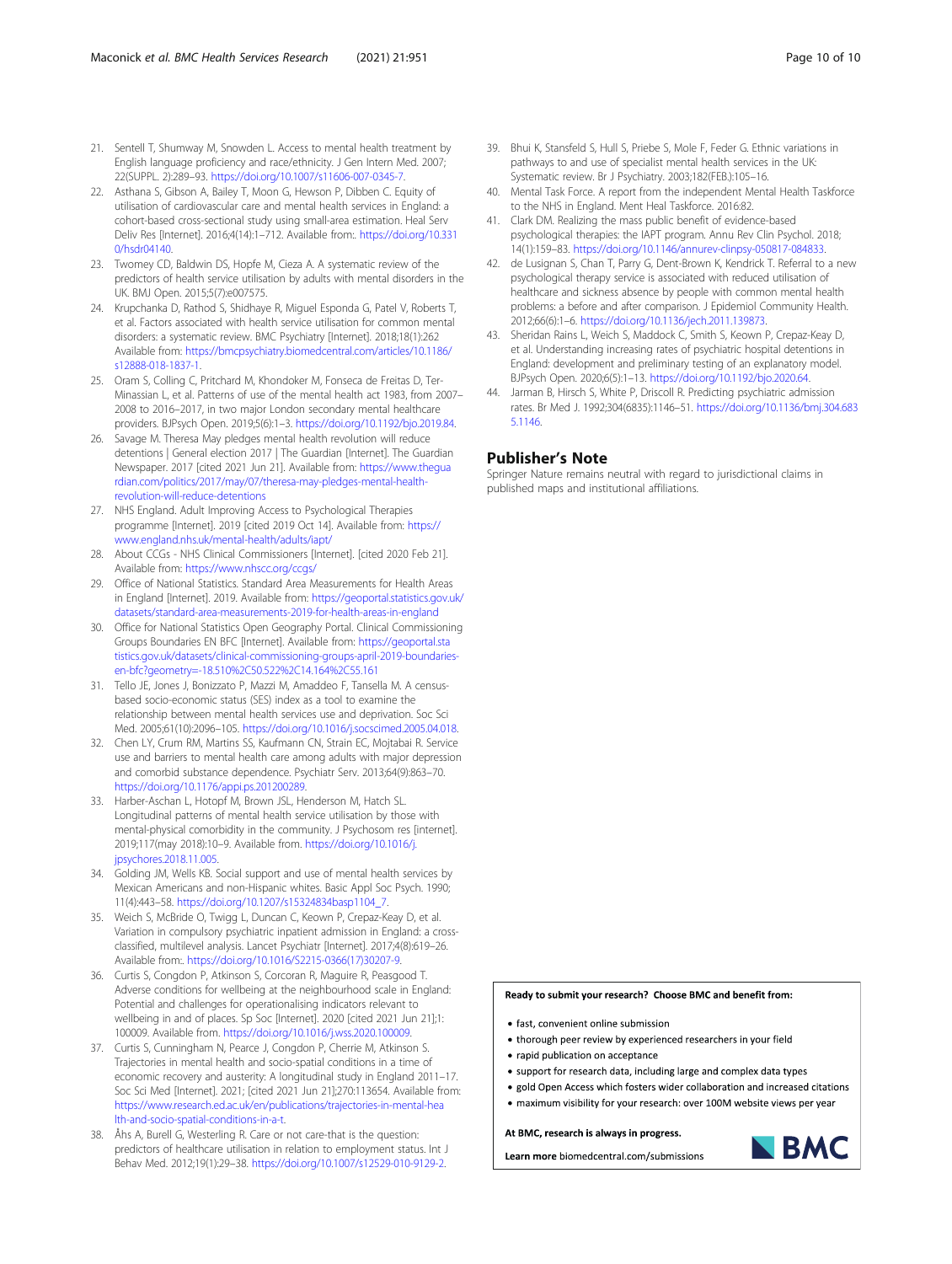21. Sentell T, Shumway M, Snowden L. Access to mental health treatment by English language proficiency and race/ethnicity. J Gen Intern Med. 2007; 22(SUPPL. 2):289–93. https://doi.org/10.1007/s11606-007-0345-7.
22. Asthana S, Gibson A, Bailey T, Moon G, Hewson P, Dibben C. Equity of utilisation of cardiovascular care and mental health services in England: a cohort-based cross-sectional study using small-area estimation. Heal Serv Deliv Res [Internet]. 2016;4(14):1–712. Available from:. https://doi.org/10.3310/hsdr04140.
23. Twomey CD, Baldwin DS, Hopfe M, Cieza A. A systematic review of the predictors of health service utilisation by adults with mental disorders in the UK. BMJ Open. 2015;5(7):e007575.
24. Krupchanka D, Rathod S, Shidhaye R, Miguel Esponda G, Patel V, Roberts T, et al. Factors associated with health service utilisation for common mental disorders: a systematic review. BMC Psychiatry [Internet]. 2018;18(1):262 Available from: https://bmcpsychiatry.biomedcentral.com/articles/10.1186/s12888-018-1837-1.
25. Oram S, Colling C, Pritchard M, Khondoker M, Fonseca de Freitas D, Ter-Minassian L, et al. Patterns of use of the mental health act 1983, from 2007–2008 to 2016–2017, in two major London secondary mental healthcare providers. BJPsych Open. 2019;5(6):1–3. https://doi.org/10.1192/bjo.2019.84.
26. Savage M. Theresa May pledges mental health revolution will reduce detentions | General election 2017 | The Guardian [Internet]. The Guardian Newspaper. 2017 [cited 2021 Jun 21]. Available from: https://www.theguardian.com/politics/2017/may/07/theresa-may-pledges-mental-health-revolution-will-reduce-detentions
27. NHS England. Adult Improving Access to Psychological Therapies programme [Internet]. 2019 [cited 2019 Oct 14]. Available from: https://www.england.nhs.uk/mental-health/adults/iapt/
28. About CCGs - NHS Clinical Commissioners [Internet]. [cited 2020 Feb 21]. Available from: https://www.nhscc.org/ccgs/
29. Office of National Statistics. Standard Area Measurements for Health Areas in England [Internet]. 2019. Available from: https://geoportal.statistics.gov.uk/datasets/standard-area-measurements-2019-for-health-areas-in-england
30. Office for National Statistics Open Geography Portal. Clinical Commissioning Groups Boundaries EN BFC [Internet]. Available from: https://geoportal.statistics.gov.uk/datasets/clinical-commissioning-groups-april-2019-boundaries-en-bfc?geometry=-18.510%2C50.522%2C14.164%2C55.161
31. Tello JE, Jones J, Bonizzato P, Mazzi M, Amaddeo F, Tansella M. A census-based socio-economic status (SES) index as a tool to examine the relationship between mental health services use and deprivation. Soc Sci Med. 2005;61(10):2096–105. https://doi.org/10.1016/j.socscimed.2005.04.018.
32. Chen LY, Crum RM, Martins SS, Kaufmann CN, Strain EC, Mojtabai R. Service use and barriers to mental health care among adults with major depression and comorbid substance dependence. Psychiatr Serv. 2013;64(9):863–70. https://doi.org/10.1176/appi.ps.201200289.
33. Harber-Aschan L, Hotopf M, Brown JSL, Henderson M, Hatch SL. Longitudinal patterns of mental health service utilisation by those with mental-physical comorbidity in the community. J Psychosom res [internet]. 2019;117(may 2018):10–9. Available from. https://doi.org/10.1016/j.jpsychores.2018.11.005.
34. Golding JM, Wells KB. Social support and use of mental health services by Mexican Americans and non-Hispanic whites. Basic Appl Soc Psych. 1990; 11(4):443–58. https://doi.org/10.1207/s15324834basp1104_7.
35. Weich S, McBride O, Twigg L, Duncan C, Keown P, Crepaz-Keay D, et al. Variation in compulsory psychiatric inpatient admission in England: a cross-classified, multilevel analysis. Lancet Psychiatr [Internet]. 2017;4(8):619–26. Available from:. https://doi.org/10.1016/S2215-0366(17)30207-9.
36. Curtis S, Congdon P, Atkinson S, Corcoran R, Maguire R, Peasgood T. Adverse conditions for wellbeing at the neighbourhood scale in England: Potential and challenges for operationalising indicators relevant to wellbeing in and of places. Sp Soc [Internet]. 2020 [cited 2021 Jun 21];1: 100009. Available from. https://doi.org/10.1016/j.wss.2020.100009.
37. Curtis S, Cunningham N, Pearce J, Congdon P, Cherrie M, Atkinson S. Trajectories in mental health and socio-spatial conditions in a time of economic recovery and austerity: A longitudinal study in England 2011–17. Soc Sci Med [Internet]. 2021; [cited 2021 Jun 21];270:113654. Available from: https://www.research.ed.ac.uk/en/publications/trajectories-in-mental-health-and-socio-spatial-conditions-in-a-t.
38. Åhs A, Burell G, Westerling R. Care or not care-that is the question: predictors of healthcare utilisation in relation to employment status. Int J Behav Med. 2012;19(1):29–38. https://doi.org/10.1007/s12529-010-9129-2.
39. Bhui K, Stansfeld S, Hull S, Priebe S, Mole F, Feder G. Ethnic variations in pathways to and use of specialist mental health services in the UK: Systematic review. Br J Psychiatry. 2003;182(FEB.):105–16.
40. Mental Task Force. A report from the independent Mental Health Taskforce to the NHS in England. Ment Heal Taskforce. 2016:82.
41. Clark DM. Realizing the mass public benefit of evidence-based psychological therapies: the IAPT program. Annu Rev Clin Psychol. 2018; 14(1):159–83. https://doi.org/10.1146/annurev-clinpsy-050817-084833.
42. de Lusignan S, Chan T, Parry G, Dent-Brown K, Kendrick T. Referral to a new psychological therapy service is associated with reduced utilisation of healthcare and sickness absence by people with common mental health problems: a before and after comparison. J Epidemiol Community Health. 2012;66(6):1–6. https://doi.org/10.1136/jech.2011.139873.
43. Sheridan Rains L, Weich S, Maddock C, Smith S, Keown P, Crepaz-Keay D, et al. Understanding increasing rates of psychiatric hospital detentions in England: development and preliminary testing of an explanatory model. BJPsych Open. 2020;6(5):1–13. https://doi.org/10.1192/bjo.2020.64.
44. Jarman B, Hirsch S, White P, Driscoll R. Predicting psychiatric admission rates. Br Med J. 1992;304(6835):1146–51. https://doi.org/10.1136/bmj.304.6835.1146.

## Publisher's Note

Springer Nature remains neutral with regard to jurisdictional claims in published maps and institutional affiliations.

**Ready to submit your research? Choose BMC and benefit from:**

- fast, convenient online submission
- thorough peer review by experienced researchers in your field
- rapid publication on acceptance
- support for research data, including large and complex data types
- gold Open Access which fosters wider collaboration and increased citations
- maximum visibility for your research: over 100M website views per year

**At BMC, research is always in progress.**

**Learn more** biomedcentral.com/submissions

BMC